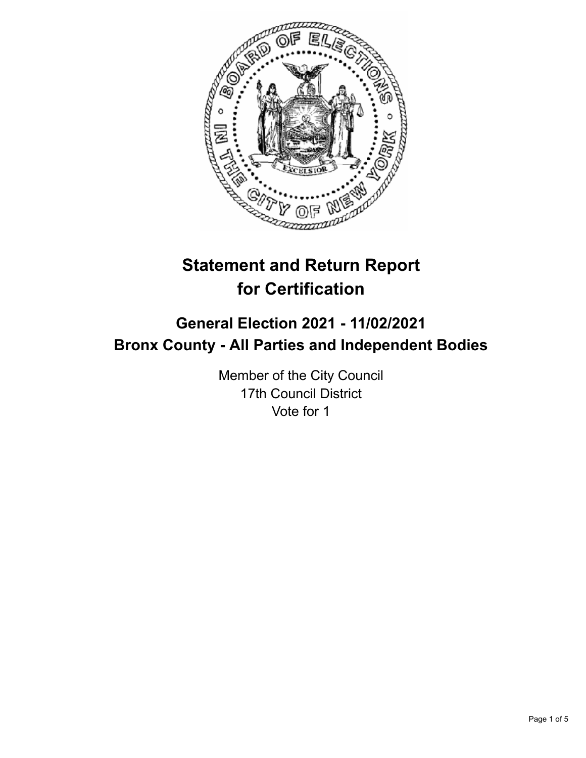# Statement and Return Report for Certification

## General Election 2021 - 11/02/2021
## Bronx County - All Parties and Independent Bodies

Member of the City Council
17th Council District
Vote for 1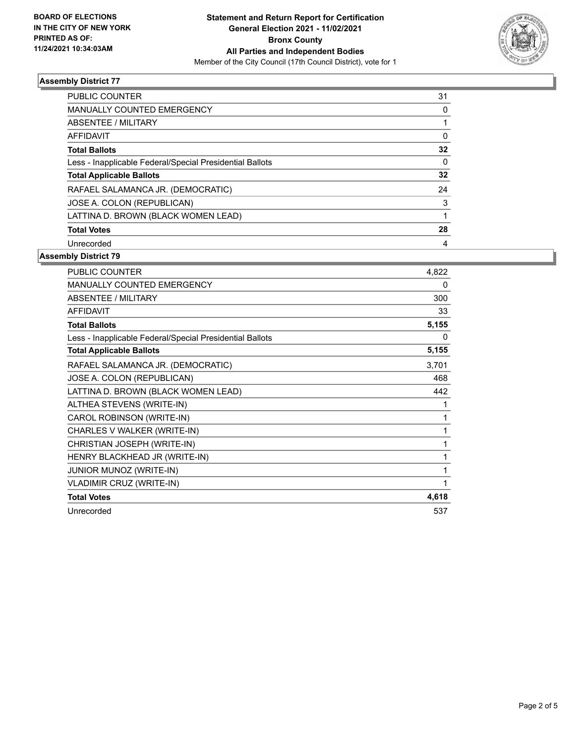BOARD OF ELECTIONS
IN THE CITY OF NEW YORK
PRINTED AS OF:
11/24/2021 10:34:03AM

**Statement and Return Report for Certification**
**General Election 2021 - 11/02/2021**
**Bronx County**
**All Parties and Independent Bodies**
Member of the City Council (17th Council District), vote for 1

### Assembly District 77

| | |
|---|---|
| PUBLIC COUNTER | 31 |
| MANUALLY COUNTED EMERGENCY | 0 |
| ABSENTEE / MILITARY | 1 |
| AFFIDAVIT | 0 |
| **Total Ballots** | **32** |
| Less - Inapplicable Federal/Special Presidential Ballots | 0 |
| **Total Applicable Ballots** | **32** |
| RAFAEL SALAMANCA JR. (DEMOCRATIC) | 24 |
| JOSE A. COLON (REPUBLICAN) | 3 |
| LATTINA D. BROWN (BLACK WOMEN LEAD) | 1 |
| **Total Votes** | **28** |
| Unrecorded | 4 |

### Assembly District 79

| | |
|---|---|
| PUBLIC COUNTER | 4,822 |
| MANUALLY COUNTED EMERGENCY | 0 |
| ABSENTEE / MILITARY | 300 |
| AFFIDAVIT | 33 |
| **Total Ballots** | **5,155** |
| Less - Inapplicable Federal/Special Presidential Ballots | 0 |
| **Total Applicable Ballots** | **5,155** |
| RAFAEL SALAMANCA JR. (DEMOCRATIC) | 3,701 |
| JOSE A. COLON (REPUBLICAN) | 468 |
| LATTINA D. BROWN (BLACK WOMEN LEAD) | 442 |
| ALTHEA STEVENS (WRITE-IN) | 1 |
| CAROL ROBINSON (WRITE-IN) | 1 |
| CHARLES V WALKER (WRITE-IN) | 1 |
| CHRISTIAN JOSEPH (WRITE-IN) | 1 |
| HENRY BLACKHEAD JR (WRITE-IN) | 1 |
| JUNIOR MUNOZ (WRITE-IN) | 1 |
| VLADIMIR CRUZ (WRITE-IN) | 1 |
| **Total Votes** | **4,618** |
| Unrecorded | 537 |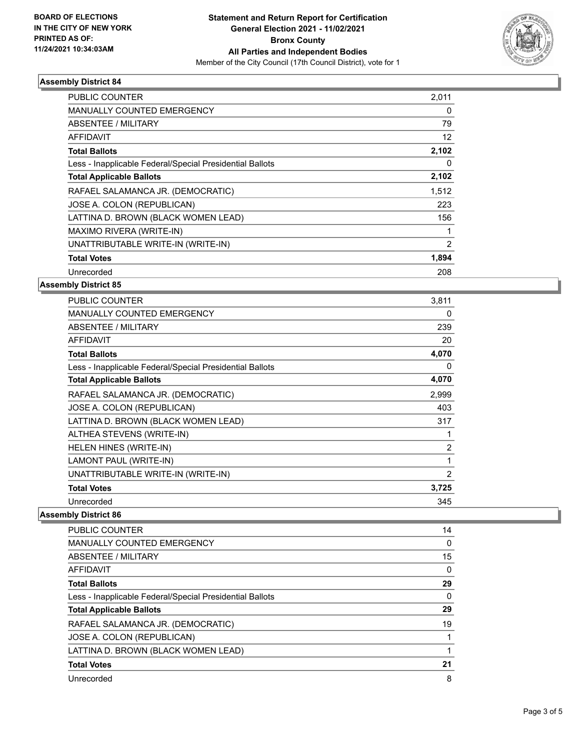## Assembly District 84

| | |
|---|---|
| PUBLIC COUNTER | 2,011 |
| MANUALLY COUNTED EMERGENCY | 0 |
| ABSENTEE / MILITARY | 79 |
| AFFIDAVIT | 12 |
| **Total Ballots** | **2,102** |
| Less - Inapplicable Federal/Special Presidential Ballots | 0 |
| **Total Applicable Ballots** | **2,102** |
| RAFAEL SALAMANCA JR. (DEMOCRATIC) | 1,512 |
| JOSE A. COLON (REPUBLICAN) | 223 |
| LATTINA D. BROWN (BLACK WOMEN LEAD) | 156 |
| MAXIMO RIVERA (WRITE-IN) | 1 |
| UNATTRIBUTABLE WRITE-IN (WRITE-IN) | 2 |
| **Total Votes** | **1,894** |
| Unrecorded | 208 |

## Assembly District 85

| | |
|---|---|
| PUBLIC COUNTER | 3,811 |
| MANUALLY COUNTED EMERGENCY | 0 |
| ABSENTEE / MILITARY | 239 |
| AFFIDAVIT | 20 |
| **Total Ballots** | **4,070** |
| Less - Inapplicable Federal/Special Presidential Ballots | 0 |
| **Total Applicable Ballots** | **4,070** |
| RAFAEL SALAMANCA JR. (DEMOCRATIC) | 2,999 |
| JOSE A. COLON (REPUBLICAN) | 403 |
| LATTINA D. BROWN (BLACK WOMEN LEAD) | 317 |
| ALTHEA STEVENS (WRITE-IN) | 1 |
| HELEN HINES (WRITE-IN) | 2 |
| LAMONT PAUL (WRITE-IN) | 1 |
| UNATTRIBUTABLE WRITE-IN (WRITE-IN) | 2 |
| **Total Votes** | **3,725** |
| Unrecorded | 345 |

## Assembly District 86

| | |
|---|---|
| PUBLIC COUNTER | 14 |
| MANUALLY COUNTED EMERGENCY | 0 |
| ABSENTEE / MILITARY | 15 |
| AFFIDAVIT | 0 |
| **Total Ballots** | **29** |
| Less - Inapplicable Federal/Special Presidential Ballots | 0 |
| **Total Applicable Ballots** | **29** |
| RAFAEL SALAMANCA JR. (DEMOCRATIC) | 19 |
| JOSE A. COLON (REPUBLICAN) | 1 |
| LATTINA D. BROWN (BLACK WOMEN LEAD) | 1 |
| **Total Votes** | **21** |
| Unrecorded | 8 |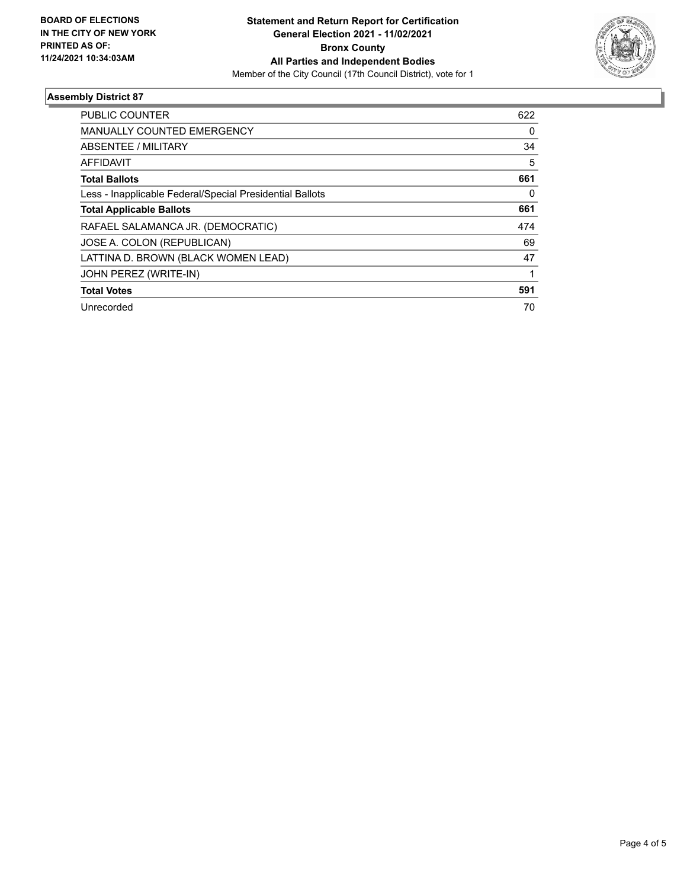BOARD OF ELECTIONS
IN THE CITY OF NEW YORK
PRINTED AS OF:
11/24/2021 10:34:03AM

**Statement and Return Report for Certification**
**General Election 2021 - 11/02/2021**
**Bronx County**
**All Parties and Independent Bodies**
Member of the City Council (17th Council District), vote for 1

### Assembly District 87

| | |
|---|---|
| PUBLIC COUNTER | 622 |
| MANUALLY COUNTED EMERGENCY | 0 |
| ABSENTEE / MILITARY | 34 |
| AFFIDAVIT | 5 |
| **Total Ballots** | **661** |
| Less - Inapplicable Federal/Special Presidential Ballots | 0 |
| **Total Applicable Ballots** | **661** |
| RAFAEL SALAMANCA JR. (DEMOCRATIC) | 474 |
| JOSE A. COLON (REPUBLICAN) | 69 |
| LATTINA D. BROWN (BLACK WOMEN LEAD) | 47 |
| JOHN PEREZ (WRITE-IN) | 1 |
| **Total Votes** | **591** |
| Unrecorded | 70 |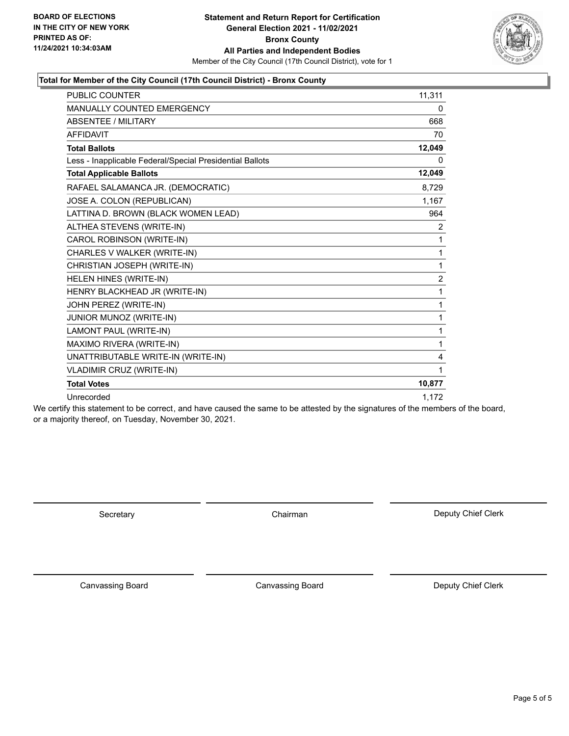**BOARD OF ELECTIONS IN THE CITY OF NEW YORK PRINTED AS OF: 11/24/2021 10:34:03AM**

# Statement and Return Report for Certification
## General Election 2021 - 11/02/2021
## Bronx County
## All Parties and Independent Bodies

Member of the City Council (17th Council District), vote for 1

### Total for Member of the City Council (17th Council District) - Bronx County

| | |
|---|---|
| PUBLIC COUNTER | 11,311 |
| MANUALLY COUNTED EMERGENCY | 0 |
| ABSENTEE / MILITARY | 668 |
| AFFIDAVIT | 70 |
| **Total Ballots** | **12,049** |
| Less - Inapplicable Federal/Special Presidential Ballots | 0 |
| **Total Applicable Ballots** | **12,049** |
| RAFAEL SALAMANCA JR. (DEMOCRATIC) | 8,729 |
| JOSE A. COLON (REPUBLICAN) | 1,167 |
| LATTINA D. BROWN (BLACK WOMEN LEAD) | 964 |
| ALTHEA STEVENS (WRITE-IN) | 2 |
| CAROL ROBINSON (WRITE-IN) | 1 |
| CHARLES V WALKER (WRITE-IN) | 1 |
| CHRISTIAN JOSEPH (WRITE-IN) | 1 |
| HELEN HINES (WRITE-IN) | 2 |
| HENRY BLACKHEAD JR (WRITE-IN) | 1 |
| JOHN PEREZ (WRITE-IN) | 1 |
| JUNIOR MUNOZ (WRITE-IN) | 1 |
| LAMONT PAUL (WRITE-IN) | 1 |
| MAXIMO RIVERA (WRITE-IN) | 1 |
| UNATTRIBUTABLE WRITE-IN (WRITE-IN) | 4 |
| VLADIMIR CRUZ (WRITE-IN) | 1 |
| **Total Votes** | **10,877** |
| Unrecorded | 1,172 |

We certify this statement to be correct, and have caused the same to be attested by the signatures of the members of the board, or a majority thereof, on Tuesday, November 30, 2021.

Secretary | Chairman | Deputy Chief Clerk

Canvassing Board | Canvassing Board | Deputy Chief Clerk